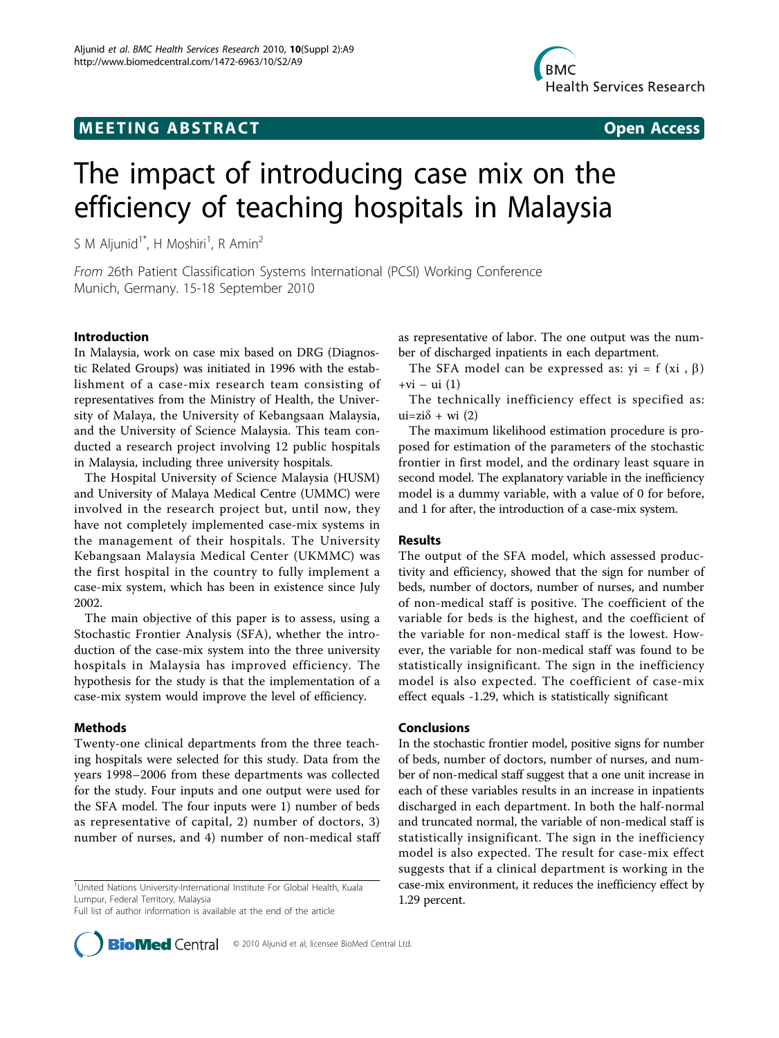MEETING ABSTRACT Open Access

# The impact of introducing case mix on the efficiency of teaching hospitals in Malaysia

S M Aljunid[1*], H Moshiri[1], R Amin[2]

*From* 26th Patient Classification Systems International (PCSI) Working Conference
Munich, Germany. 15-18 September 2010

## Introduction

In Malaysia, work on case mix based on DRG (Diagnostic Related Groups) was initiated in 1996 with the establishment of a case-mix research team consisting of representatives from the Ministry of Health, the University of Malaya, the University of Kebangsaan Malaysia, and the University of Science Malaysia. This team conducted a research project involving 12 public hospitals in Malaysia, including three university hospitals.

The Hospital University of Science Malaysia (HUSM) and University of Malaya Medical Centre (UMMC) were involved in the research project but, until now, they have not completely implemented case-mix systems in the management of their hospitals. The University Kebangsaan Malaysia Medical Center (UKMMC) was the first hospital in the country to fully implement a case-mix system, which has been in existence since July 2002.

The main objective of this paper is to assess, using a Stochastic Frontier Analysis (SFA), whether the introduction of the case-mix system into the three university hospitals in Malaysia has improved efficiency. The hypothesis for the study is that the implementation of a case-mix system would improve the level of efficiency.

## Methods

Twenty-one clinical departments from the three teaching hospitals were selected for this study. Data from the years 1998–2006 from these departments was collected for the study. Four inputs and one output were used for the SFA model. The four inputs were 1) number of beds as representative of capital, 2) number of doctors, 3) number of nurses, and 4) number of non-medical staff as representative of labor. The one output was the number of discharged inpatients in each department.

The SFA model can be expressed as: $y_i = f(x_i, \beta) + v_i - u_i$ (1)

The technically inefficiency effect is specified as: $u_i = z_i\delta + w_i$ (2)

The maximum likelihood estimation procedure is proposed for estimation of the parameters of the stochastic frontier in first model, and the ordinary least square in second model. The explanatory variable in the inefficiency model is a dummy variable, with a value of 0 for before, and 1 for after, the introduction of a case-mix system.

## Results

The output of the SFA model, which assessed productivity and efficiency, showed that the sign for number of beds, number of doctors, number of nurses, and number of non-medical staff is positive. The coefficient of the variable for beds is the highest, and the coefficient of the variable for non-medical staff is the lowest. However, the variable for non-medical staff was found to be statistically insignificant. The sign in the inefficiency model is also expected. The coefficient of case-mix effect equals -1.29, which is statistically significant

## Conclusions

In the stochastic frontier model, positive signs for number of beds, number of doctors, number of nurses, and number of non-medical staff suggest that a one unit increase in each of these variables results in an increase in inpatients discharged in each department. In both the half-normal and truncated normal, the variable of non-medical staff is statistically insignificant. The sign in the inefficiency model is also expected. The result for case-mix effect suggests that if a clinical department is working in the case-mix environment, it reduces the inefficiency effect by 1.29 percent.

[1]United Nations University-International Institute For Global Health, Kuala Lumpur, Federal Territory, Malaysia

Full list of author information is available at the end of the article

© 2010 Aljunid et al; licensee BioMed Central Ltd.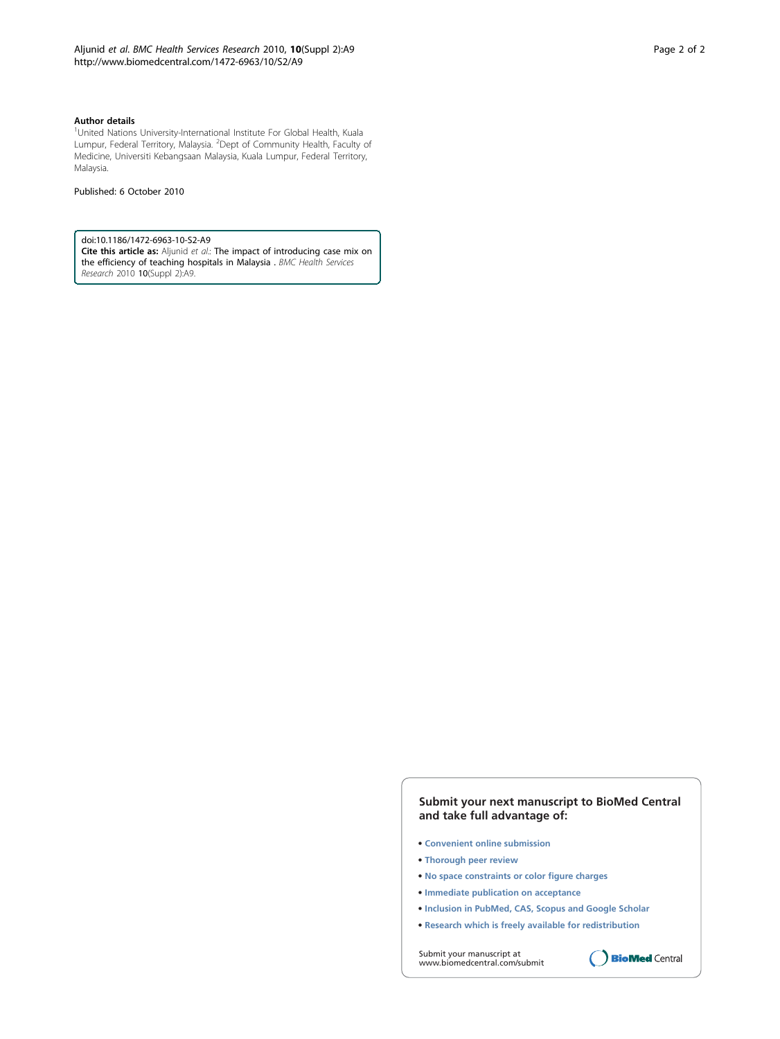#### Author details

[1]United Nations University-International Institute For Global Health, Kuala Lumpur, Federal Territory, Malaysia. [2]Dept of Community Health, Faculty of Medicine, Universiti Kebangsaan Malaysia, Kuala Lumpur, Federal Territory, Malaysia.

Published: 6 October 2010

doi:10.1186/1472-6963-10-S2-A9

**Cite this article as:** Aljunid *et al.*: The impact of introducing case mix on the efficiency of teaching hospitals in Malaysia . *BMC Health Services Research* 2010 **10**(Suppl 2):A9.

**Submit your next manuscript to BioMed Central and take full advantage of:**

- **Convenient online submission**
- **Thorough peer review**
- **No space constraints or color figure charges**
- **Immediate publication on acceptance**
- **Inclusion in PubMed, CAS, Scopus and Google Scholar**
- **Research which is freely available for redistribution**

Submit your manuscript at www.biomedcentral.com/submit

BioMed Central